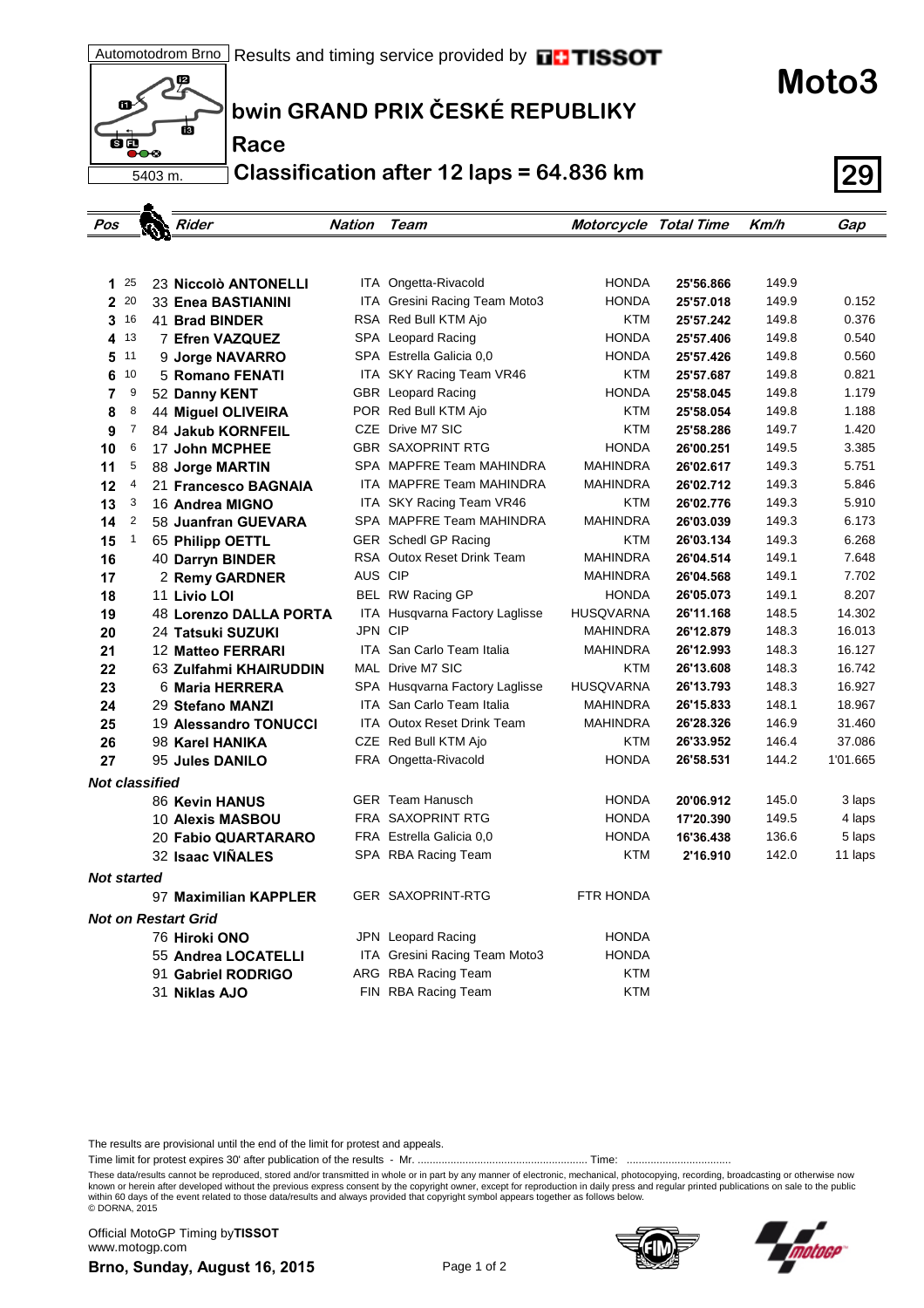Automotodrom Brno | Results and timing service provided by TISSOT

5403 m.

# Moto3

## bwin GRAND PRIX ČESKÉ REPUBLIKY

### Race

### Classification after 12 laps = 64.836 km

**29**

| Pos | Points | Rider | Nation | Team | Motorcycle | Total Time | Km/h | Gap |
|---|---|---|---|---|---|---|---|---|
| 1 | 25 | 23 **Niccolò ANTONELLI** | ITA | Ongetta-Rivacold | HONDA | 25'56.866 | 149.9 | |
| 2 | 20 | 33 **Enea BASTIANINI** | ITA | Gresini Racing Team Moto3 | HONDA | 25'57.018 | 149.9 | 0.152 |
| 3 | 16 | 41 **Brad BINDER** | RSA | Red Bull KTM Ajo | KTM | 25'57.242 | 149.8 | 0.376 |
| 4 | 13 | 7 **Efren VAZQUEZ** | SPA | Leopard Racing | HONDA | 25'57.406 | 149.8 | 0.540 |
| 5 | 11 | 9 **Jorge NAVARRO** | SPA | Estrella Galicia 0,0 | HONDA | 25'57.426 | 149.8 | 0.560 |
| 6 | 10 | 5 **Romano FENATI** | ITA | SKY Racing Team VR46 | KTM | 25'57.687 | 149.8 | 0.821 |
| 7 | 9 | 52 **Danny KENT** | GBR | Leopard Racing | HONDA | 25'58.045 | 149.8 | 1.179 |
| 8 | 8 | 44 **Miguel OLIVEIRA** | POR | Red Bull KTM Ajo | KTM | 25'58.054 | 149.8 | 1.188 |
| 9 | 7 | 84 **Jakub KORNFEIL** | CZE | Drive M7 SIC | KTM | 25'58.286 | 149.7 | 1.420 |
| 10 | 6 | 17 **John MCPHEE** | GBR | SAXOPRINT RTG | HONDA | 26'00.251 | 149.5 | 3.385 |
| 11 | 5 | 88 **Jorge MARTIN** | SPA | MAPFRE Team MAHINDRA | MAHINDRA | 26'02.617 | 149.3 | 5.751 |
| 12 | 4 | 21 **Francesco BAGNAIA** | ITA | MAPFRE Team MAHINDRA | MAHINDRA | 26'02.712 | 149.3 | 5.846 |
| 13 | 3 | 16 **Andrea MIGNO** | ITA | SKY Racing Team VR46 | KTM | 26'02.776 | 149.3 | 5.910 |
| 14 | 2 | 58 **Juanfran GUEVARA** | SPA | MAPFRE Team MAHINDRA | MAHINDRA | 26'03.039 | 149.3 | 6.173 |
| 15 | 1 | 65 **Philipp OETTL** | GER | Schedl GP Racing | KTM | 26'03.134 | 149.3 | 6.268 |
| 16 | | 40 **Darryn BINDER** | RSA | Outox Reset Drink Team | MAHINDRA | 26'04.514 | 149.1 | 7.648 |
| 17 | | 2 **Remy GARDNER** | AUS | CIP | MAHINDRA | 26'04.568 | 149.1 | 7.702 |
| 18 | | 11 **Livio LOI** | BEL | RW Racing GP | HONDA | 26'05.073 | 149.1 | 8.207 |
| 19 | | 48 **Lorenzo DALLA PORTA** | ITA | Husqvarna Factory Laglisse | HUSQVARNA | 26'11.168 | 148.5 | 14.302 |
| 20 | | 24 **Tatsuki SUZUKI** | JPN | CIP | MAHINDRA | 26'12.879 | 148.3 | 16.013 |
| 21 | | 12 **Matteo FERRARI** | ITA | San Carlo Team Italia | MAHINDRA | 26'12.993 | 148.3 | 16.127 |
| 22 | | 63 **Zulfahmi KHAIRUDDIN** | MAL | Drive M7 SIC | KTM | 26'13.608 | 148.3 | 16.742 |
| 23 | | 6 **Maria HERRERA** | SPA | Husqvarna Factory Laglisse | HUSQVARNA | 26'13.793 | 148.3 | 16.927 |
| 24 | | 29 **Stefano MANZI** | ITA | San Carlo Team Italia | MAHINDRA | 26'15.833 | 148.1 | 18.967 |
| 25 | | 19 **Alessandro TONUCCI** | ITA | Outox Reset Drink Team | MAHINDRA | 26'28.326 | 146.9 | 31.460 |
| 26 | | 98 **Karel HANIKA** | CZE | Red Bull KTM Ajo | KTM | 26'33.952 | 146.4 | 37.086 |
| 27 | | 95 **Jules DANILO** | FRA | Ongetta-Rivacold | HONDA | 26'58.531 | 144.2 | 1'01.665 |
| ***Not classified*** | | | | | | | | |
| | | 86 **Kevin HANUS** | GER | Team Hanusch | HONDA | 20'06.912 | 145.0 | 3 laps |
| | | 10 **Alexis MASBOU** | FRA | SAXOPRINT RTG | HONDA | 17'20.390 | 149.5 | 4 laps |
| | | 20 **Fabio QUARTARARO** | FRA | Estrella Galicia 0,0 | HONDA | 16'36.438 | 136.6 | 5 laps |
| | | 32 **Isaac VIÑALES** | SPA | RBA Racing Team | KTM | 2'16.910 | 142.0 | 11 laps |
| ***Not started*** | | | | | | | | |
| | | 97 **Maximilian KAPPLER** | GER | SAXOPRINT-RTG | FTR HONDA | | | |
| ***Not on Restart Grid*** | | | | | | | | |
| | | 76 **Hiroki ONO** | JPN | Leopard Racing | HONDA | | | |
| | | 55 **Andrea LOCATELLI** | ITA | Gresini Racing Team Moto3 | HONDA | | | |
| | | 91 **Gabriel RODRIGO** | ARG | RBA Racing Team | KTM | | | |
| | | 31 **Niklas AJO** | FIN | RBA Racing Team | KTM | | | |

The results are provisional until the end of the limit for protest and appeals.

Time limit for protest expires 30' after publication of the results - Mr. ........................................................ Time: ..................................

These data/results cannot be reproduced, stored and/or transmitted in whole or in part by any manner of electronic, mechanical, photocopying, recording, broadcasting or otherwise now known or herein after developed without the previous express consent by the copyright owner, except for reproduction in daily press and regular printed publications on sale to the public within 60 days of the event related to those data/results and always provided that copyright symbol appears together as follows below.
© DORNA, 2015

Official MotoGP Timing by **TISSOT**
www.motogp.com

**Brno, Sunday, August 16, 2015**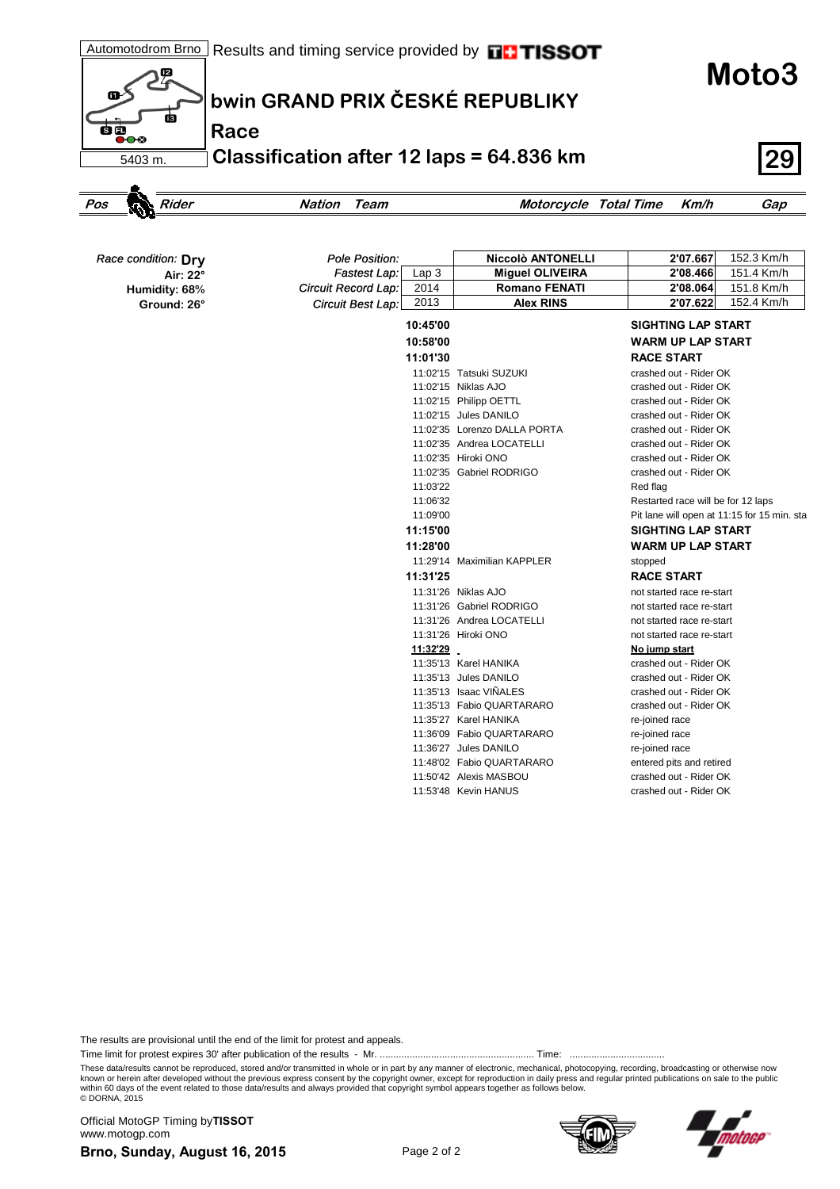Automotodrom Brno | Results and timing service provided by TISSOT

5403 m.

# Moto3

## bwin GRAND PRIX ČESKÉ REPUBLIKY

## Race

## Classification after 12 laps = 64.836 km

**29**

| Pos | Rider | Nation | Team | Motorcycle | Total Time | Km/h | Gap |
|---|---|---|---|---|---|---|---|

Race condition: **Dry**
Air: 22°
Humidity: 68%
Ground: 26°

| | | | | |
|---|---|---|---|---|
| *Pole Position:* | | **Niccolò ANTONELLI** | **2'07.667** | 152.3 Km/h |
| *Fastest Lap:* | Lap 3 | **Miguel OLIVEIRA** | **2'08.466** | 151.4 Km/h |
| *Circuit Record Lap:* | 2014 | **Romano FENATI** | **2'08.064** | 151.8 Km/h |
| *Circuit Best Lap:* | 2013 | **Alex RINS** | **2'07.622** | 152.4 Km/h |

| | | |
|---|---|---|
| **10:45'00** | | **SIGHTING LAP START** |
| **10:58'00** | | **WARM UP LAP START** |
| **11:01'30** | | **RACE START** |
| 11:02'15 | Tatsuki SUZUKI | crashed out - Rider OK |
| 11:02'15 | Niklas AJO | crashed out - Rider OK |
| 11:02'15 | Philipp OETTL | crashed out - Rider OK |
| 11:02'15 | Jules DANILO | crashed out - Rider OK |
| 11:02'35 | Lorenzo DALLA PORTA | crashed out - Rider OK |
| 11:02'35 | Andrea LOCATELLI | crashed out - Rider OK |
| 11:02'35 | Hiroki ONO | crashed out - Rider OK |
| 11:02'35 | Gabriel RODRIGO | crashed out - Rider OK |
| 11:03'22 | | Red flag |
| 11:06'32 | | Restarted race will be for 12 laps |
| 11:09'00 | | Pit lane will open at 11:15 for 15 min. sta |
| **11:15'00** | | **SIGHTING LAP START** |
| **11:28'00** | | **WARM UP LAP START** |
| 11:29'14 | Maximilian KAPPLER | stopped |
| **11:31'25** | | **RACE START** |
| 11:31'26 | Niklas AJO | not started race re-start |
| 11:31'26 | Gabriel RODRIGO | not started race re-start |
| 11:31'26 | Andrea LOCATELLI | not started race re-start |
| 11:31'26 | Hiroki ONO | not started race re-start |
| **11:32'29** | | **No jump start** |
| 11:35'13 | Karel HANIKA | crashed out - Rider OK |
| 11:35'13 | Jules DANILO | crashed out - Rider OK |
| 11:35'13 | Isaac VIÑALES | crashed out - Rider OK |
| 11:35'13 | Fabio QUARTARARO | crashed out - Rider OK |
| 11:35'27 | Karel HANIKA | re-joined race |
| 11:36'09 | Fabio QUARTARARO | re-joined race |
| 11:36'27 | Jules DANILO | re-joined race |
| 11:48'02 | Fabio QUARTARARO | entered pits and retired |
| 11:50'42 | Alexis MASBOU | crashed out - Rider OK |
| 11:53'48 | Kevin HANUS | crashed out - Rider OK |

The results are provisional until the end of the limit for protest and appeals.

Time limit for protest expires 30' after publication of the results - Mr. ........................................................ Time: ..................................

These data/results cannot be reproduced, stored and/or transmitted in whole or in part by any manner of electronic, mechanical, photocopying, recording, broadcasting or otherwise now known or herein after developed without the previous express consent by the copyright owner, except for reproduction in daily press and regular printed publications on sale to the public within 60 days of the event related to those data/results and always provided that copyright symbol appears together as follows below.
© DORNA, 2015

Official MotoGP Timing by **TISSOT**
www.motogp.com

**Brno, Sunday, August 16, 2015**